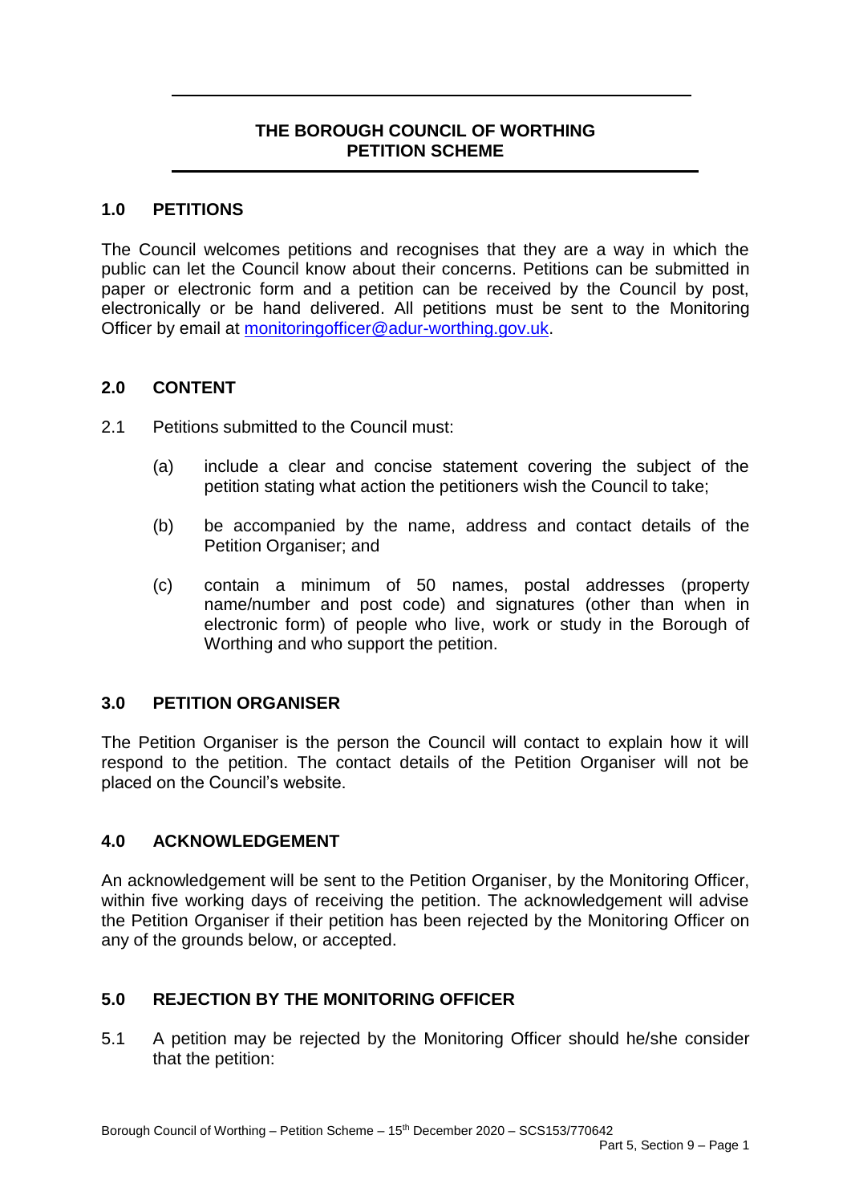# THE BOROUGH COUNCIL OF WORTHING PETITION SCHEME

## 1.0 PETITIONS

The Council welcomes petitions and recognises that they are a way in which the public can let the Council know about their concerns. Petitions can be submitted in paper or electronic form and a petition can be received by the Council by post, electronically or be hand delivered. All petitions must be sent to the Monitoring Officer by email at monitoringofficer@adur-worthing.gov.uk.

## 2.0 CONTENT

2.1 Petitions submitted to the Council must:

(a) include a clear and concise statement covering the subject of the petition stating what action the petitioners wish the Council to take;

(b) be accompanied by the name, address and contact details of the Petition Organiser; and

(c) contain a minimum of 50 names, postal addresses (property name/number and post code) and signatures (other than when in electronic form) of people who live, work or study in the Borough of Worthing and who support the petition.

## 3.0 PETITION ORGANISER

The Petition Organiser is the person the Council will contact to explain how it will respond to the petition. The contact details of the Petition Organiser will not be placed on the Council's website.

## 4.0 ACKNOWLEDGEMENT

An acknowledgement will be sent to the Petition Organiser, by the Monitoring Officer, within five working days of receiving the petition. The acknowledgement will advise the Petition Organiser if their petition has been rejected by the Monitoring Officer on any of the grounds below, or accepted.

## 5.0 REJECTION BY THE MONITORING OFFICER

5.1 A petition may be rejected by the Monitoring Officer should he/she consider that the petition: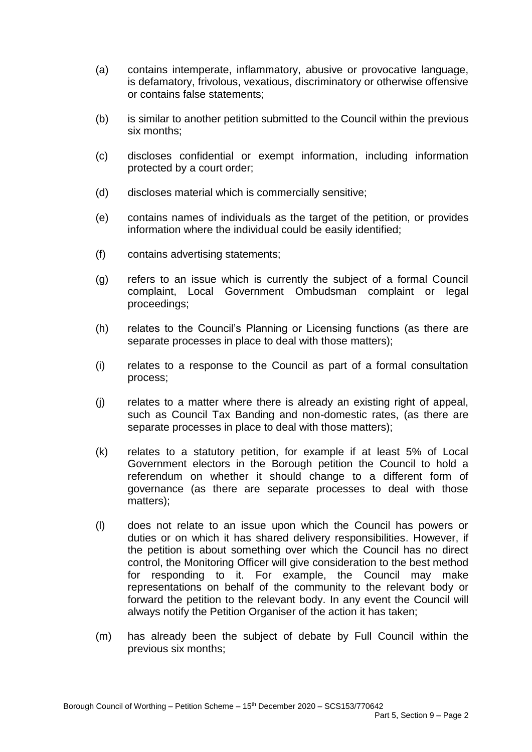(a) contains intemperate, inflammatory, abusive or provocative language, is defamatory, frivolous, vexatious, discriminatory or otherwise offensive or contains false statements;

(b) is similar to another petition submitted to the Council within the previous six months;

(c) discloses confidential or exempt information, including information protected by a court order;

(d) discloses material which is commercially sensitive;

(e) contains names of individuals as the target of the petition, or provides information where the individual could be easily identified;

(f) contains advertising statements;

(g) refers to an issue which is currently the subject of a formal Council complaint, Local Government Ombudsman complaint or legal proceedings;

(h) relates to the Council's Planning or Licensing functions (as there are separate processes in place to deal with those matters);

(i) relates to a response to the Council as part of a formal consultation process;

(j) relates to a matter where there is already an existing right of appeal, such as Council Tax Banding and non-domestic rates, (as there are separate processes in place to deal with those matters);

(k) relates to a statutory petition, for example if at least 5% of Local Government electors in the Borough petition the Council to hold a referendum on whether it should change to a different form of governance (as there are separate processes to deal with those matters);

(l) does not relate to an issue upon which the Council has powers or duties or on which it has shared delivery responsibilities. However, if the petition is about something over which the Council has no direct control, the Monitoring Officer will give consideration to the best method for responding to it. For example, the Council may make representations on behalf of the community to the relevant body or forward the petition to the relevant body. In any event the Council will always notify the Petition Organiser of the action it has taken;

(m) has already been the subject of debate by Full Council within the previous six months;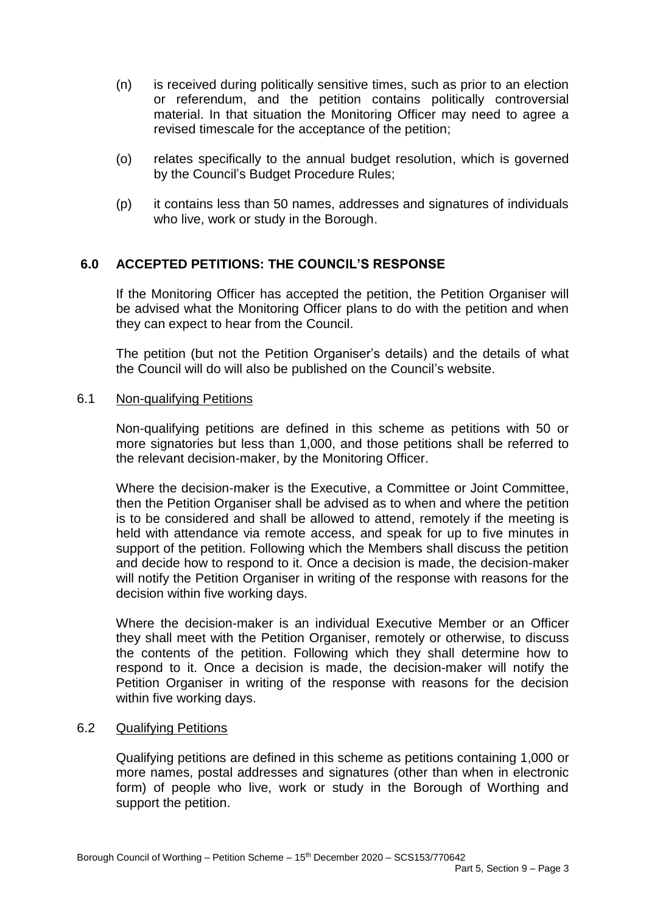(n) is received during politically sensitive times, such as prior to an election or referendum, and the petition contains politically controversial material. In that situation the Monitoring Officer may need to agree a revised timescale for the acceptance of the petition;

(o) relates specifically to the annual budget resolution, which is governed by the Council's Budget Procedure Rules;

(p) it contains less than 50 names, addresses and signatures of individuals who live, work or study in the Borough.

## 6.0 ACCEPTED PETITIONS: THE COUNCIL'S RESPONSE

If the Monitoring Officer has accepted the petition, the Petition Organiser will be advised what the Monitoring Officer plans to do with the petition and when they can expect to hear from the Council.

The petition (but not the Petition Organiser's details) and the details of what the Council will do will also be published on the Council's website.

### 6.1 <u>Non-qualifying Petitions</u>

Non-qualifying petitions are defined in this scheme as petitions with 50 or more signatories but less than 1,000, and those petitions shall be referred to the relevant decision-maker, by the Monitoring Officer.

Where the decision-maker is the Executive, a Committee or Joint Committee, then the Petition Organiser shall be advised as to when and where the petition is to be considered and shall be allowed to attend, remotely if the meeting is held with attendance via remote access, and speak for up to five minutes in support of the petition. Following which the Members shall discuss the petition and decide how to respond to it. Once a decision is made, the decision-maker will notify the Petition Organiser in writing of the response with reasons for the decision within five working days.

Where the decision-maker is an individual Executive Member or an Officer they shall meet with the Petition Organiser, remotely or otherwise, to discuss the contents of the petition. Following which they shall determine how to respond to it. Once a decision is made, the decision-maker will notify the Petition Organiser in writing of the response with reasons for the decision within five working days.

### 6.2 <u>Qualifying Petitions</u>

Qualifying petitions are defined in this scheme as petitions containing 1,000 or more names, postal addresses and signatures (other than when in electronic form) of people who live, work or study in the Borough of Worthing and support the petition.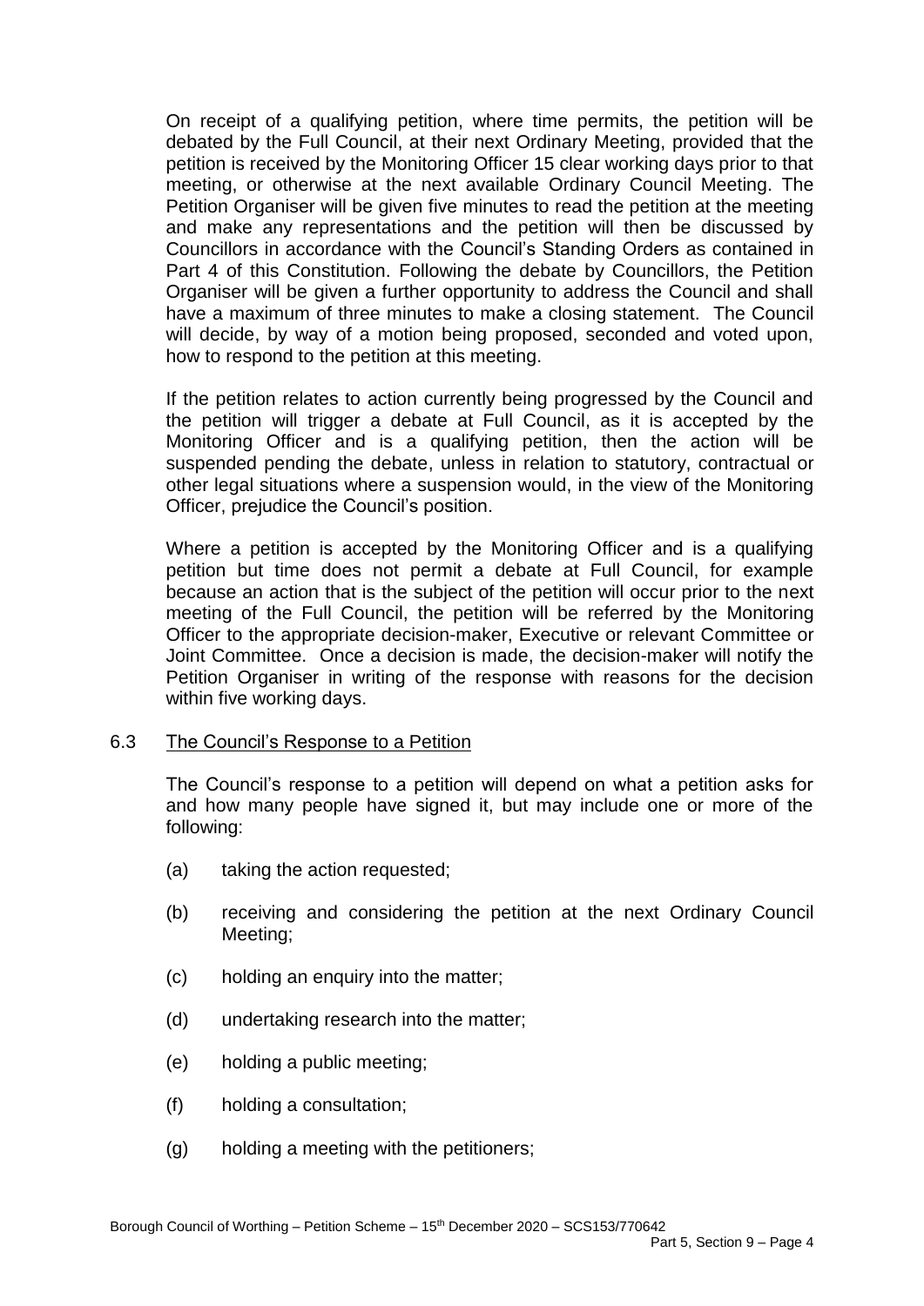On receipt of a qualifying petition, where time permits, the petition will be debated by the Full Council, at their next Ordinary Meeting, provided that the petition is received by the Monitoring Officer 15 clear working days prior to that meeting, or otherwise at the next available Ordinary Council Meeting. The Petition Organiser will be given five minutes to read the petition at the meeting and make any representations and the petition will then be discussed by Councillors in accordance with the Council's Standing Orders as contained in Part 4 of this Constitution. Following the debate by Councillors, the Petition Organiser will be given a further opportunity to address the Council and shall have a maximum of three minutes to make a closing statement. The Council will decide, by way of a motion being proposed, seconded and voted upon, how to respond to the petition at this meeting.

If the petition relates to action currently being progressed by the Council and the petition will trigger a debate at Full Council, as it is accepted by the Monitoring Officer and is a qualifying petition, then the action will be suspended pending the debate, unless in relation to statutory, contractual or other legal situations where a suspension would, in the view of the Monitoring Officer, prejudice the Council's position.

Where a petition is accepted by the Monitoring Officer and is a qualifying petition but time does not permit a debate at Full Council, for example because an action that is the subject of the petition will occur prior to the next meeting of the Full Council, the petition will be referred by the Monitoring Officer to the appropriate decision-maker, Executive or relevant Committee or Joint Committee. Once a decision is made, the decision-maker will notify the Petition Organiser in writing of the response with reasons for the decision within five working days.

## 6.3 The Council's Response to a Petition

The Council's response to a petition will depend on what a petition asks for and how many people have signed it, but may include one or more of the following:

(a) taking the action requested;

(b) receiving and considering the petition at the next Ordinary Council Meeting;

(c) holding an enquiry into the matter;

(d) undertaking research into the matter;

(e) holding a public meeting;

(f) holding a consultation;

(g) holding a meeting with the petitioners;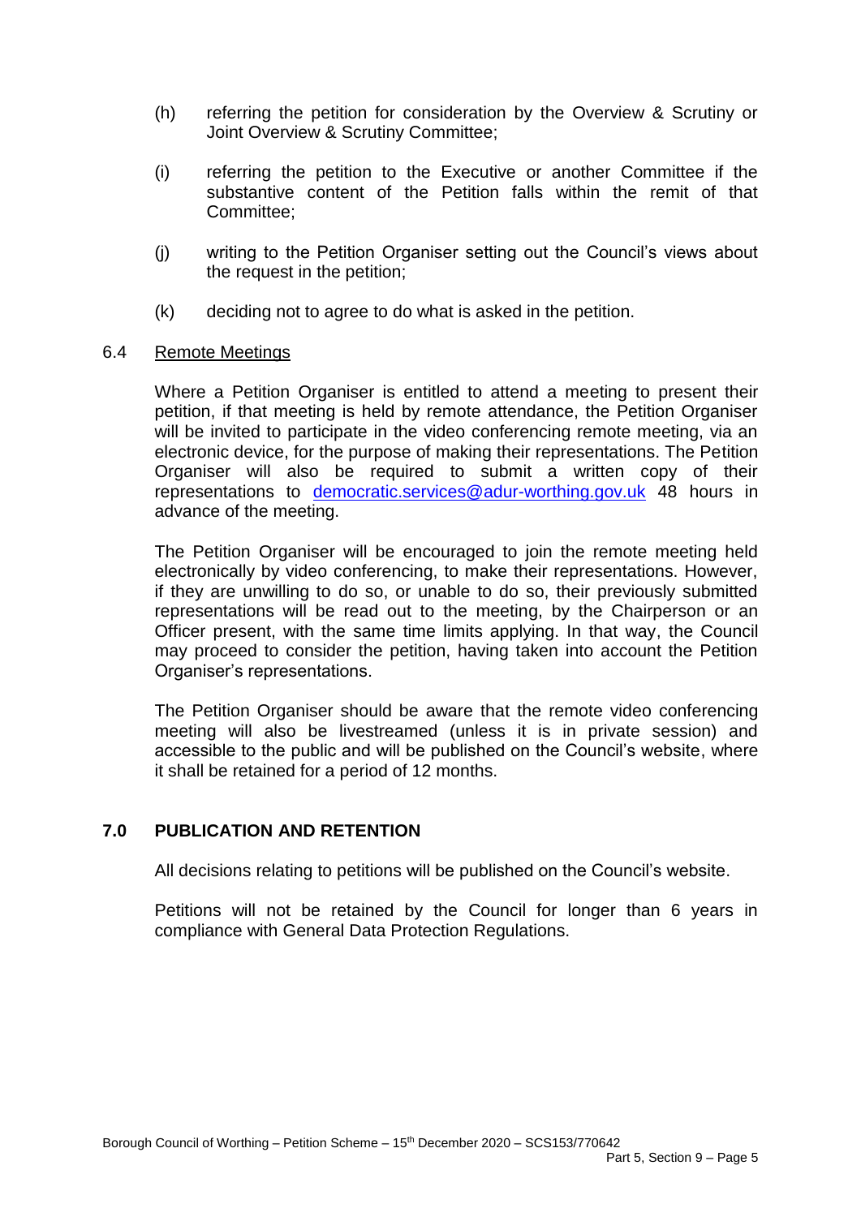(h) referring the petition for consideration by the Overview & Scrutiny or Joint Overview & Scrutiny Committee;

(i) referring the petition to the Executive or another Committee if the substantive content of the Petition falls within the remit of that Committee;

(j) writing to the Petition Organiser setting out the Council's views about the request in the petition;

(k) deciding not to agree to do what is asked in the petition.

### 6.4 Remote Meetings

Where a Petition Organiser is entitled to attend a meeting to present their petition, if that meeting is held by remote attendance, the Petition Organiser will be invited to participate in the video conferencing remote meeting, via an electronic device, for the purpose of making their representations. The Petition Organiser will also be required to submit a written copy of their representations to democratic.services@adur-worthing.gov.uk 48 hours in advance of the meeting.

The Petition Organiser will be encouraged to join the remote meeting held electronically by video conferencing, to make their representations. However, if they are unwilling to do so, or unable to do so, their previously submitted representations will be read out to the meeting, by the Chairperson or an Officer present, with the same time limits applying. In that way, the Council may proceed to consider the petition, having taken into account the Petition Organiser's representations.

The Petition Organiser should be aware that the remote video conferencing meeting will also be livestreamed (unless it is in private session) and accessible to the public and will be published on the Council's website, where it shall be retained for a period of 12 months.

## 7.0 PUBLICATION AND RETENTION

All decisions relating to petitions will be published on the Council's website.

Petitions will not be retained by the Council for longer than 6 years in compliance with General Data Protection Regulations.